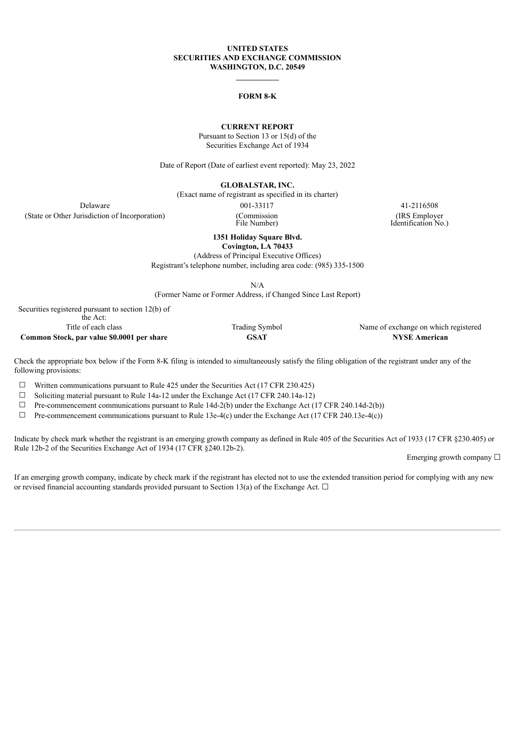**UNITED STATES**
**SECURITIES AND EXCHANGE COMMISSION**
**WASHINGTON, D.C. 20549**

---

# FORM 8-K

**CURRENT REPORT**
Pursuant to Section 13 or 15(d) of the
Securities Exchange Act of 1934

Date of Report (Date of earliest event reported): May 23, 2022

**GLOBALSTAR, INC.**
(Exact name of registrant as specified in its charter)

| Delaware | 001-33117 | 41-2116508 |
|---|---|---|
| (State or Other Jurisdiction of Incorporation) | (Commission File Number) | (IRS Employer Identification No.) |

**1351 Holiday Square Blvd.**
**Covington, LA 70433**
(Address of Principal Executive Offices)
Registrant's telephone number, including area code: (985) 335-1500

N/A
(Former Name or Former Address, if Changed Since Last Report)

Securities registered pursuant to section 12(b) of the Act:

| Title of each class | Trading Symbol | Name of exchange on which registered |
|---|---|---|
| **Common Stock, par value $0.0001 per share** | **GSAT** | **NYSE American** |

Check the appropriate box below if the Form 8-K filing is intended to simultaneously satisfy the filing obligation of the registrant under any of the following provisions:

☐ Written communications pursuant to Rule 425 under the Securities Act (17 CFR 230.425)

☐ Soliciting material pursuant to Rule 14a-12 under the Exchange Act (17 CFR 240.14a-12)

☐ Pre-commencement communications pursuant to Rule 14d-2(b) under the Exchange Act (17 CFR 240.14d-2(b))

☐ Pre-commencement communications pursuant to Rule 13e-4(c) under the Exchange Act (17 CFR 240.13e-4(c))

Indicate by check mark whether the registrant is an emerging growth company as defined in Rule 405 of the Securities Act of 1933 (17 CFR §230.405) or Rule 12b-2 of the Securities Exchange Act of 1934 (17 CFR §240.12b-2).

Emerging growth company ☐

If an emerging growth company, indicate by check mark if the registrant has elected not to use the extended transition period for complying with any new or revised financial accounting standards provided pursuant to Section 13(a) of the Exchange Act. ☐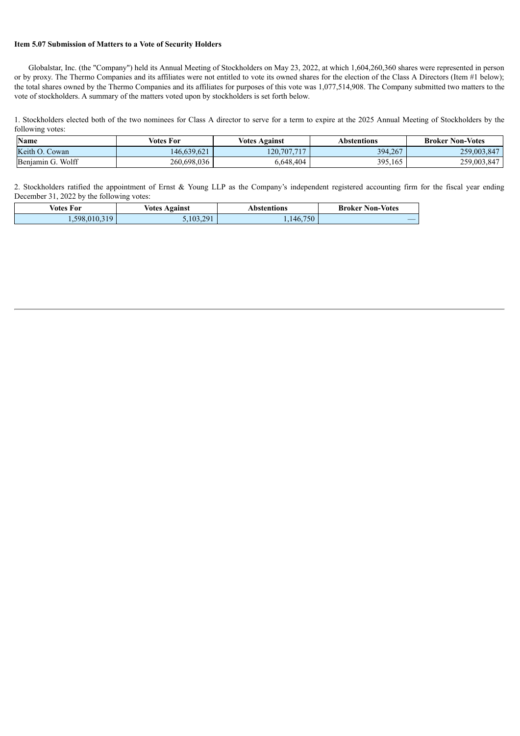**Item 5.07 Submission of Matters to a Vote of Security Holders**

Globalstar, Inc. (the "Company") held its Annual Meeting of Stockholders on May 23, 2022, at which 1,604,260,360 shares were represented in person or by proxy. The Thermo Companies and its affiliates were not entitled to vote its owned shares for the election of the Class A Directors (Item #1 below); the total shares owned by the Thermo Companies and its affiliates for purposes of this vote was 1,077,514,908. The Company submitted two matters to the vote of stockholders. A summary of the matters voted upon by stockholders is set forth below.

1. Stockholders elected both of the two nominees for Class A director to serve for a term to expire at the 2025 Annual Meeting of Stockholders by the following votes:

| Name | Votes For | Votes Against | Abstentions | Broker Non-Votes |
| --- | --- | --- | --- | --- |
| Keith O. Cowan | 146,639,621 | 120,707,717 | 394,267 | 259,003,847 |
| Benjamin G. Wolff | 260,698,036 | 6,648,404 | 395,165 | 259,003,847 |

2. Stockholders ratified the appointment of Ernst & Young LLP as the Company's independent registered accounting firm for the fiscal year ending December 31, 2022 by the following votes:

| Votes For | Votes Against | Abstentions | Broker Non-Votes |
| --- | --- | --- | --- |
| 1,598,010,319 | 5,103,291 | 1,146,750 | — |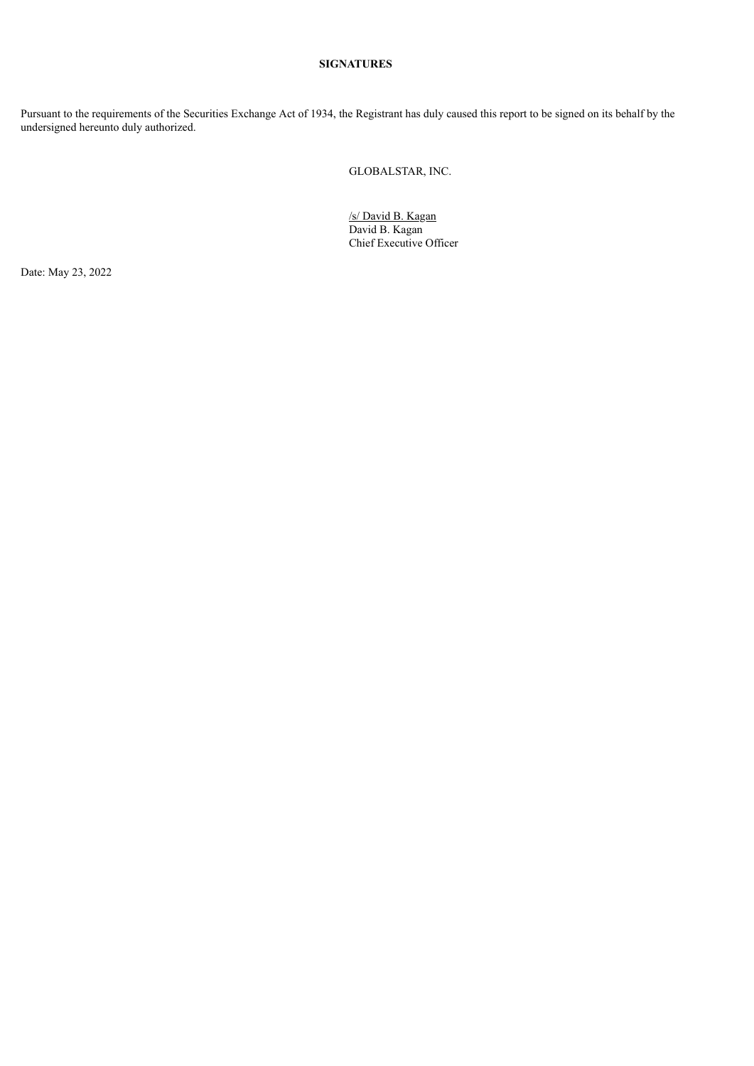**SIGNATURES**

Pursuant to the requirements of the Securities Exchange Act of 1934, the Registrant has duly caused this report to be signed on its behalf by the undersigned hereunto duly authorized.

GLOBALSTAR, INC.

/s/ David B. Kagan
David B. Kagan
Chief Executive Officer

Date: May 23, 2022